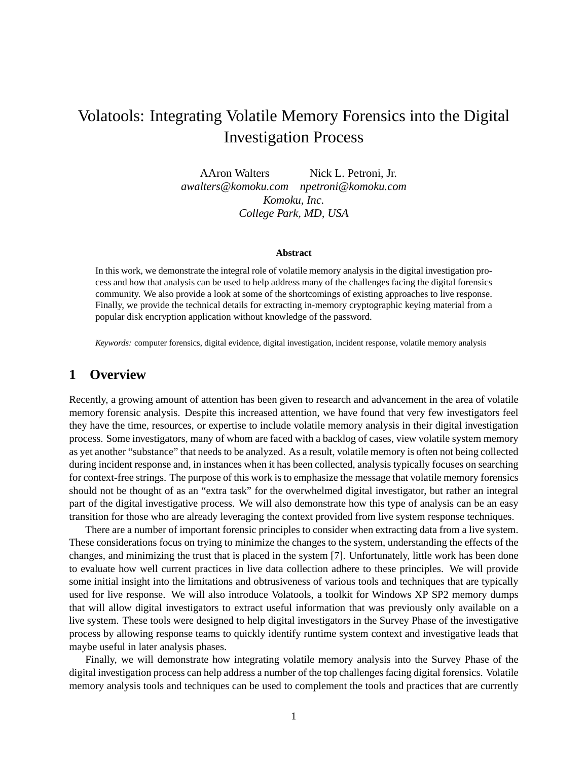# Volatools: Integrating Volatile Memory Forensics into the Digital Investigation Process

AAron Walters — *awalters@komoku.com*
Nick L. Petroni, Jr. — *npetroni@komoku.com*

*Komoku, Inc.*
*College Park, MD, USA*

**Abstract**

In this work, we demonstrate the integral role of volatile memory analysis in the digital investigation process and how that analysis can be used to help address many of the challenges facing the digital forensics community. We also provide a look at some of the shortcomings of existing approaches to live response. Finally, we provide the technical details for extracting in-memory cryptographic keying material from a popular disk encryption application without knowledge of the password.

*Keywords:* computer forensics, digital evidence, digital investigation, incident response, volatile memory analysis

## 1 Overview

Recently, a growing amount of attention has been given to research and advancement in the area of volatile memory forensic analysis. Despite this increased attention, we have found that very few investigators feel they have the time, resources, or expertise to include volatile memory analysis in their digital investigation process. Some investigators, many of whom are faced with a backlog of cases, view volatile system memory as yet another "substance" that needs to be analyzed. As a result, volatile memory is often not being collected during incident response and, in instances when it has been collected, analysis typically focuses on searching for context-free strings. The purpose of this work is to emphasize the message that volatile memory forensics should not be thought of as an "extra task" for the overwhelmed digital investigator, but rather an integral part of the digital investigative process. We will also demonstrate how this type of analysis can be an easy transition for those who are already leveraging the context provided from live system response techniques.

There are a number of important forensic principles to consider when extracting data from a live system. These considerations focus on trying to minimize the changes to the system, understanding the effects of the changes, and minimizing the trust that is placed in the system [7]. Unfortunately, little work has been done to evaluate how well current practices in live data collection adhere to these principles. We will provide some initial insight into the limitations and obtrusiveness of various tools and techniques that are typically used for live response. We will also introduce Volatools, a toolkit for Windows XP SP2 memory dumps that will allow digital investigators to extract useful information that was previously only available on a live system. These tools were designed to help digital investigators in the Survey Phase of the investigative process by allowing response teams to quickly identify runtime system context and investigative leads that maybe useful in later analysis phases.

Finally, we will demonstrate how integrating volatile memory analysis into the Survey Phase of the digital investigation process can help address a number of the top challenges facing digital forensics. Volatile memory analysis tools and techniques can be used to complement the tools and practices that are currently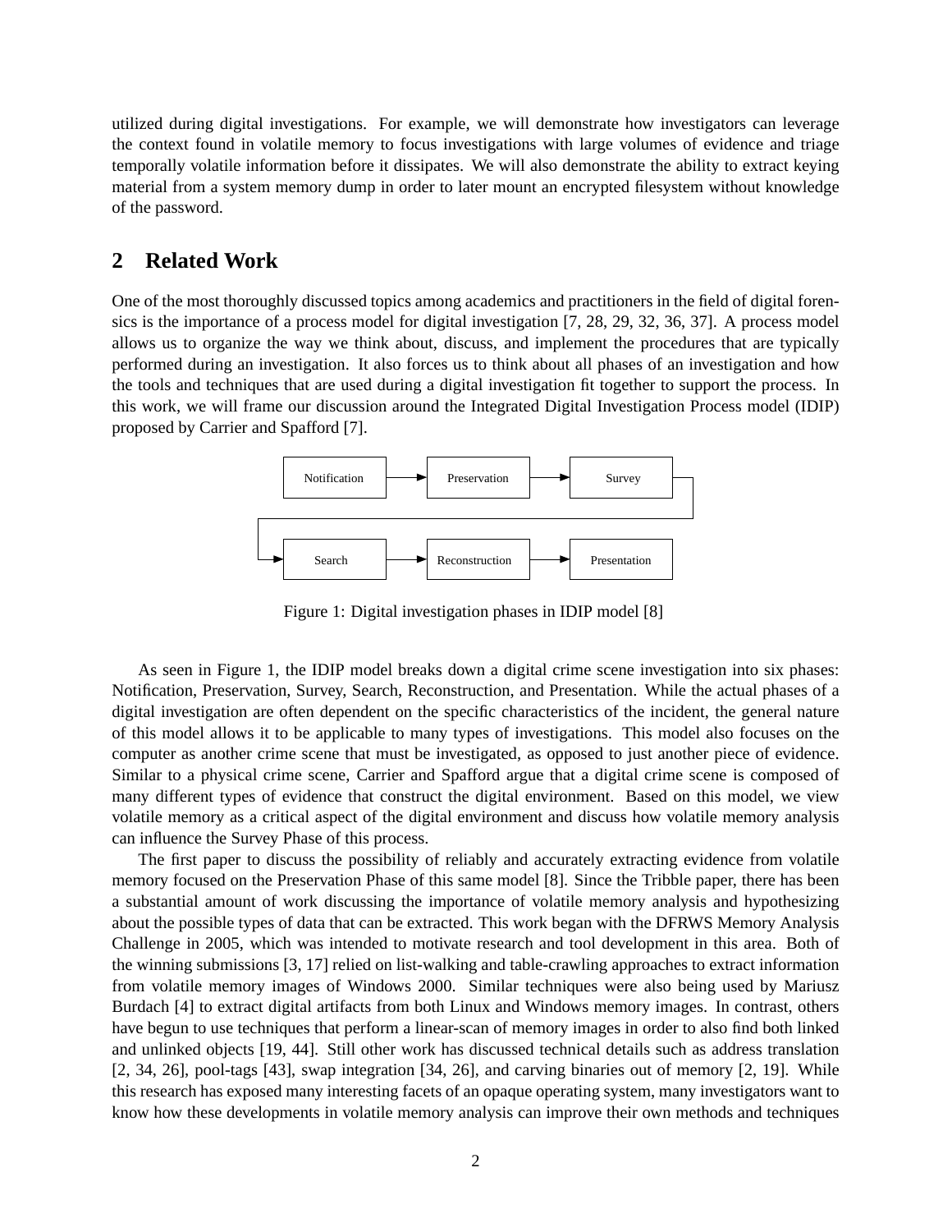utilized during digital investigations. For example, we will demonstrate how investigators can leverage the context found in volatile memory to focus investigations with large volumes of evidence and triage temporally volatile information before it dissipates. We will also demonstrate the ability to extract keying material from a system memory dump in order to later mount an encrypted filesystem without knowledge of the password.

## 2 Related Work

One of the most thoroughly discussed topics among academics and practitioners in the field of digital forensics is the importance of a process model for digital investigation [7, 28, 29, 32, 36, 37]. A process model allows us to organize the way we think about, discuss, and implement the procedures that are typically performed during an investigation. It also forces us to think about all phases of an investigation and how the tools and techniques that are used during a digital investigation fit together to support the process. In this work, we will frame our discussion around the Integrated Digital Investigation Process model (IDIP) proposed by Carrier and Spafford [7].

Notification → Preservation → Survey → Search → Reconstruction → Presentation

Figure 1: Digital investigation phases in IDIP model [8]

As seen in Figure 1, the IDIP model breaks down a digital crime scene investigation into six phases: Notification, Preservation, Survey, Search, Reconstruction, and Presentation. While the actual phases of a digital investigation are often dependent on the specific characteristics of the incident, the general nature of this model allows it to be applicable to many types of investigations. This model also focuses on the computer as another crime scene that must be investigated, as opposed to just another piece of evidence. Similar to a physical crime scene, Carrier and Spafford argue that a digital crime scene is composed of many different types of evidence that construct the digital environment. Based on this model, we view volatile memory as a critical aspect of the digital environment and discuss how volatile memory analysis can influence the Survey Phase of this process.

The first paper to discuss the possibility of reliably and accurately extracting evidence from volatile memory focused on the Preservation Phase of this same model [8]. Since the Tribble paper, there has been a substantial amount of work discussing the importance of volatile memory analysis and hypothesizing about the possible types of data that can be extracted. This work began with the DFRWS Memory Analysis Challenge in 2005, which was intended to motivate research and tool development in this area. Both of the winning submissions [3, 17] relied on list-walking and table-crawling approaches to extract information from volatile memory images of Windows 2000. Similar techniques were also being used by Mariusz Burdach [4] to extract digital artifacts from both Linux and Windows memory images. In contrast, others have begun to use techniques that perform a linear-scan of memory images in order to also find both linked and unlinked objects [19, 44]. Still other work has discussed technical details such as address translation [2, 34, 26], pool-tags [43], swap integration [34, 26], and carving binaries out of memory [2, 19]. While this research has exposed many interesting facets of an opaque operating system, many investigators want to know how these developments in volatile memory analysis can improve their own methods and techniques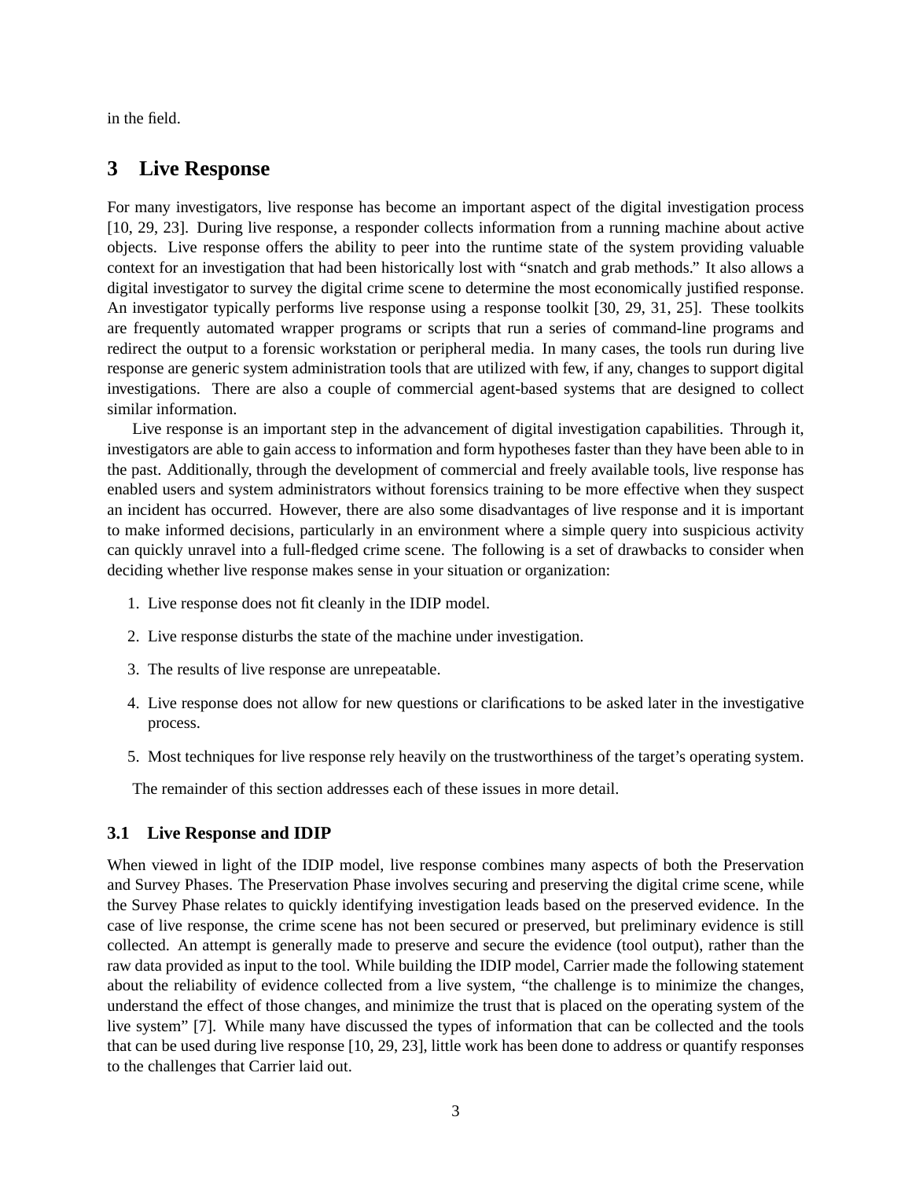in the field.

## 3 Live Response

For many investigators, live response has become an important aspect of the digital investigation process [10, 29, 23]. During live response, a responder collects information from a running machine about active objects. Live response offers the ability to peer into the runtime state of the system providing valuable context for an investigation that had been historically lost with "snatch and grab methods." It also allows a digital investigator to survey the digital crime scene to determine the most economically justified response. An investigator typically performs live response using a response toolkit [30, 29, 31, 25]. These toolkits are frequently automated wrapper programs or scripts that run a series of command-line programs and redirect the output to a forensic workstation or peripheral media. In many cases, the tools run during live response are generic system administration tools that are utilized with few, if any, changes to support digital investigations. There are also a couple of commercial agent-based systems that are designed to collect similar information.

Live response is an important step in the advancement of digital investigation capabilities. Through it, investigators are able to gain access to information and form hypotheses faster than they have been able to in the past. Additionally, through the development of commercial and freely available tools, live response has enabled users and system administrators without forensics training to be more effective when they suspect an incident has occurred. However, there are also some disadvantages of live response and it is important to make informed decisions, particularly in an environment where a simple query into suspicious activity can quickly unravel into a full-fledged crime scene. The following is a set of drawbacks to consider when deciding whether live response makes sense in your situation or organization:

1. Live response does not fit cleanly in the IDIP model.
2. Live response disturbs the state of the machine under investigation.
3. The results of live response are unrepeatable.
4. Live response does not allow for new questions or clarifications to be asked later in the investigative process.
5. Most techniques for live response rely heavily on the trustworthiness of the target's operating system.

The remainder of this section addresses each of these issues in more detail.

### 3.1 Live Response and IDIP

When viewed in light of the IDIP model, live response combines many aspects of both the Preservation and Survey Phases. The Preservation Phase involves securing and preserving the digital crime scene, while the Survey Phase relates to quickly identifying investigation leads based on the preserved evidence. In the case of live response, the crime scene has not been secured or preserved, but preliminary evidence is still collected. An attempt is generally made to preserve and secure the evidence (tool output), rather than the raw data provided as input to the tool. While building the IDIP model, Carrier made the following statement about the reliability of evidence collected from a live system, "the challenge is to minimize the changes, understand the effect of those changes, and minimize the trust that is placed on the operating system of the live system" [7]. While many have discussed the types of information that can be collected and the tools that can be used during live response [10, 29, 23], little work has been done to address or quantify responses to the challenges that Carrier laid out.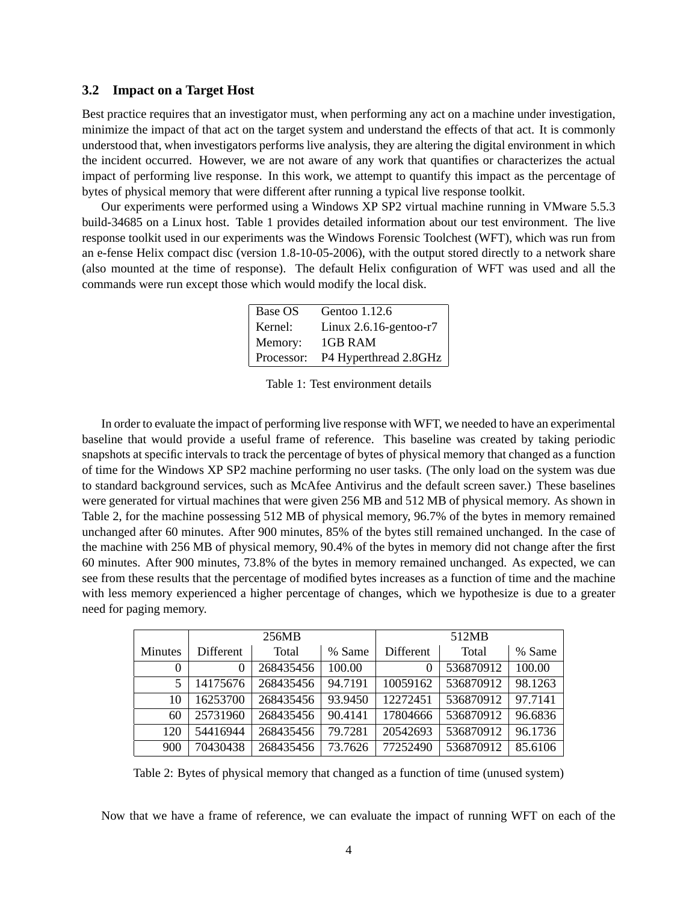### 3.2 Impact on a Target Host

Best practice requires that an investigator must, when performing any act on a machine under investigation, minimize the impact of that act on the target system and understand the effects of that act. It is commonly understood that, when investigators performs live analysis, they are altering the digital environment in which the incident occurred. However, we are not aware of any work that quantifies or characterizes the actual impact of performing live response. In this work, we attempt to quantify this impact as the percentage of bytes of physical memory that were different after running a typical live response toolkit.

Our experiments were performed using a Windows XP SP2 virtual machine running in VMware 5.5.3 build-34685 on a Linux host. Table 1 provides detailed information about our test environment. The live response toolkit used in our experiments was the Windows Forensic Toolchest (WFT), which was run from an e-fense Helix compact disc (version 1.8-10-05-2006), with the output stored directly to a network share (also mounted at the time of response). The default Helix configuration of WFT was used and all the commands were run except those which would modify the local disk.

| | |
|---|---|
| Base OS | Gentoo 1.12.6 |
| Kernel: | Linux 2.6.16-gentoo-r7 |
| Memory: | 1GB RAM |
| Processor: | P4 Hyperthread 2.8GHz |

Table 1: Test environment details

In order to evaluate the impact of performing live response with WFT, we needed to have an experimental baseline that would provide a useful frame of reference. This baseline was created by taking periodic snapshots at specific intervals to track the percentage of bytes of physical memory that changed as a function of time for the Windows XP SP2 machine performing no user tasks. (The only load on the system was due to standard background services, such as McAfee Antivirus and the default screen saver.) These baselines were generated for virtual machines that were given 256 MB and 512 MB of physical memory. As shown in Table 2, for the machine possessing 512 MB of physical memory, 96.7% of the bytes in memory remained unchanged after 60 minutes. After 900 minutes, 85% of the bytes still remained unchanged. In the case of the machine with 256 MB of physical memory, 90.4% of the bytes in memory did not change after the first 60 minutes. After 900 minutes, 73.8% of the bytes in memory remained unchanged. As expected, we can see from these results that the percentage of modified bytes increases as a function of time and the machine with less memory experienced a higher percentage of changes, which we hypothesize is due to a greater need for paging memory.

| | 256MB | | | 512MB | | |
|---|---|---|---|---|---|---|
| Minutes | Different | Total | % Same | Different | Total | % Same |
| 0 | 0 | 268435456 | 100.00 | 0 | 536870912 | 100.00 |
| 5 | 14175676 | 268435456 | 94.7191 | 10059162 | 536870912 | 98.1263 |
| 10 | 16253700 | 268435456 | 93.9450 | 12272451 | 536870912 | 97.7141 |
| 60 | 25731960 | 268435456 | 90.4141 | 17804666 | 536870912 | 96.6836 |
| 120 | 54416944 | 268435456 | 79.7281 | 20542693 | 536870912 | 96.1736 |
| 900 | 70430438 | 268435456 | 73.7626 | 77252490 | 536870912 | 85.6106 |

Table 2: Bytes of physical memory that changed as a function of time (unused system)

Now that we have a frame of reference, we can evaluate the impact of running WFT on each of the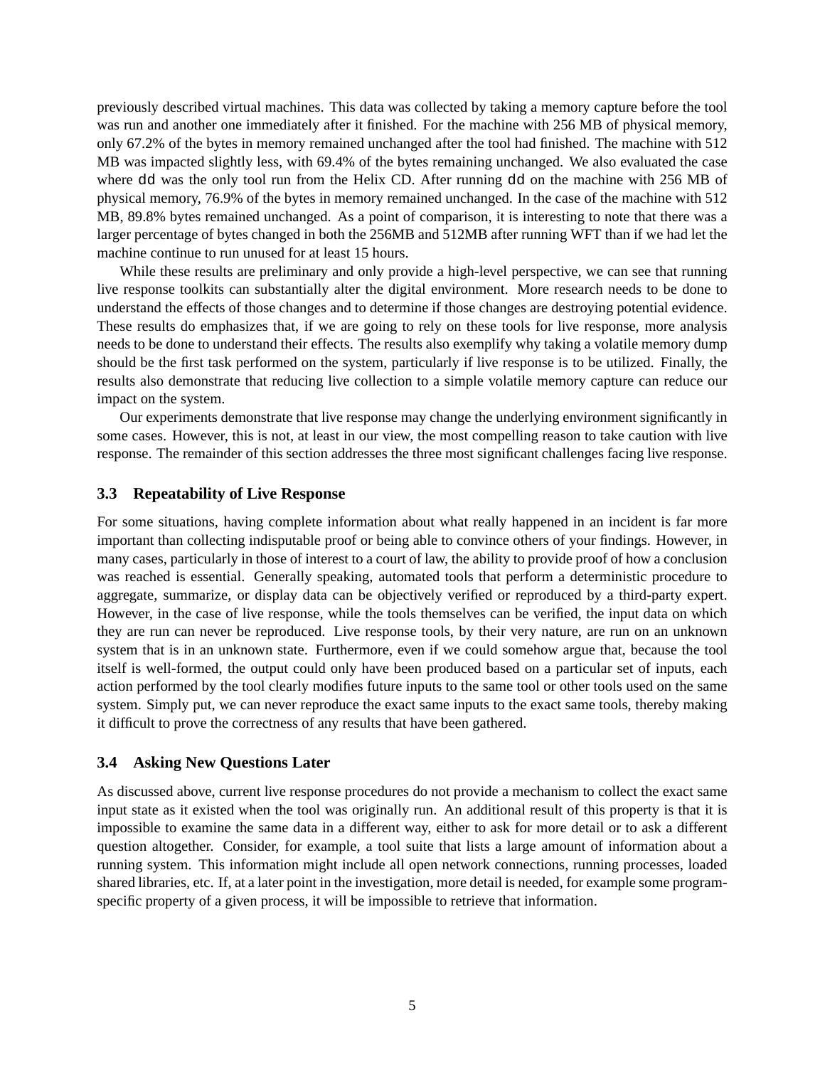previously described virtual machines. This data was collected by taking a memory capture before the tool was run and another one immediately after it finished. For the machine with 256 MB of physical memory, only 67.2% of the bytes in memory remained unchanged after the tool had finished. The machine with 512 MB was impacted slightly less, with 69.4% of the bytes remaining unchanged. We also evaluated the case where `dd` was the only tool run from the Helix CD. After running `dd` on the machine with 256 MB of physical memory, 76.9% of the bytes in memory remained unchanged. In the case of the machine with 512 MB, 89.8% bytes remained unchanged. As a point of comparison, it is interesting to note that there was a larger percentage of bytes changed in both the 256MB and 512MB after running WFT than if we had let the machine continue to run unused for at least 15 hours.

While these results are preliminary and only provide a high-level perspective, we can see that running live response toolkits can substantially alter the digital environment. More research needs to be done to understand the effects of those changes and to determine if those changes are destroying potential evidence. These results do emphasizes that, if we are going to rely on these tools for live response, more analysis needs to be done to understand their effects. The results also exemplify why taking a volatile memory dump should be the first task performed on the system, particularly if live response is to be utilized. Finally, the results also demonstrate that reducing live collection to a simple volatile memory capture can reduce our impact on the system.

Our experiments demonstrate that live response may change the underlying environment significantly in some cases. However, this is not, at least in our view, the most compelling reason to take caution with live response. The remainder of this section addresses the three most significant challenges facing live response.

### 3.3 Repeatability of Live Response

For some situations, having complete information about what really happened in an incident is far more important than collecting indisputable proof or being able to convince others of your findings. However, in many cases, particularly in those of interest to a court of law, the ability to provide proof of how a conclusion was reached is essential. Generally speaking, automated tools that perform a deterministic procedure to aggregate, summarize, or display data can be objectively verified or reproduced by a third-party expert. However, in the case of live response, while the tools themselves can be verified, the input data on which they are run can never be reproduced. Live response tools, by their very nature, are run on an unknown system that is in an unknown state. Furthermore, even if we could somehow argue that, because the tool itself is well-formed, the output could only have been produced based on a particular set of inputs, each action performed by the tool clearly modifies future inputs to the same tool or other tools used on the same system. Simply put, we can never reproduce the exact same inputs to the exact same tools, thereby making it difficult to prove the correctness of any results that have been gathered.

### 3.4 Asking New Questions Later

As discussed above, current live response procedures do not provide a mechanism to collect the exact same input state as it existed when the tool was originally run. An additional result of this property is that it is impossible to examine the same data in a different way, either to ask for more detail or to ask a different question altogether. Consider, for example, a tool suite that lists a large amount of information about a running system. This information might include all open network connections, running processes, loaded shared libraries, etc. If, at a later point in the investigation, more detail is needed, for example some program-specific property of a given process, it will be impossible to retrieve that information.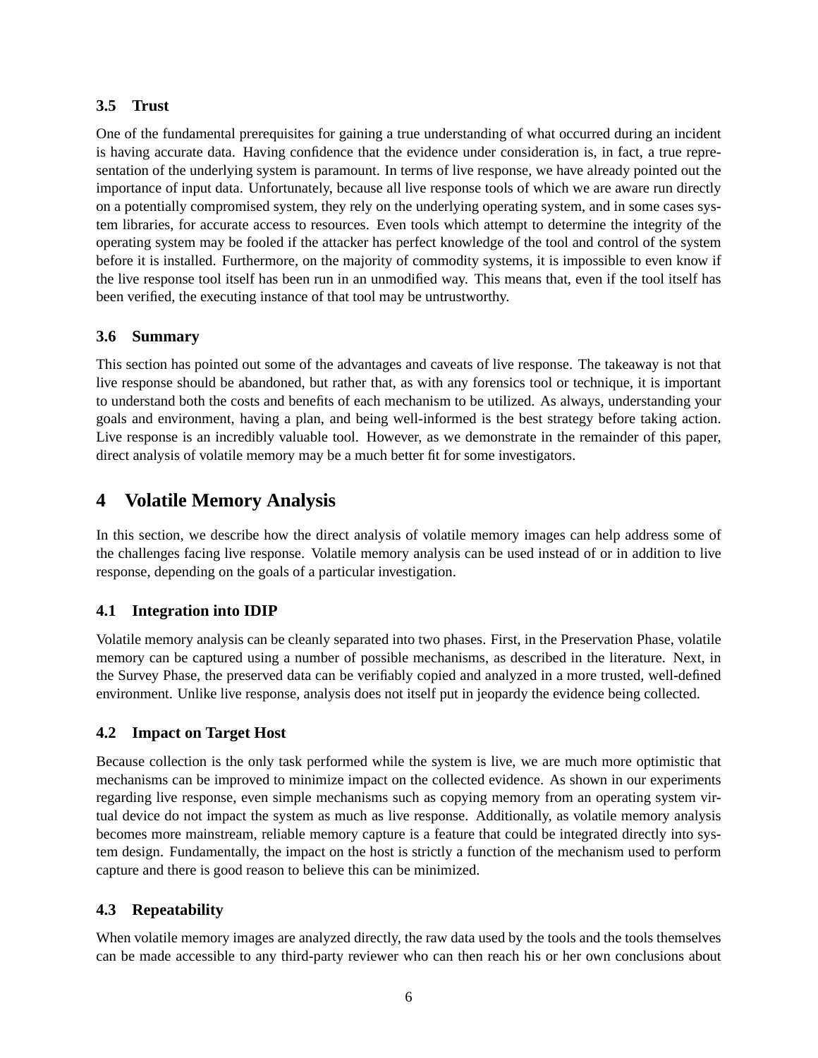### 3.5 Trust

One of the fundamental prerequisites for gaining a true understanding of what occurred during an incident is having accurate data. Having confidence that the evidence under consideration is, in fact, a true representation of the underlying system is paramount. In terms of live response, we have already pointed out the importance of input data. Unfortunately, because all live response tools of which we are aware run directly on a potentially compromised system, they rely on the underlying operating system, and in some cases system libraries, for accurate access to resources. Even tools which attempt to determine the integrity of the operating system may be fooled if the attacker has perfect knowledge of the tool and control of the system before it is installed. Furthermore, on the majority of commodity systems, it is impossible to even know if the live response tool itself has been run in an unmodified way. This means that, even if the tool itself has been verified, the executing instance of that tool may be untrustworthy.

### 3.6 Summary

This section has pointed out some of the advantages and caveats of live response. The takeaway is not that live response should be abandoned, but rather that, as with any forensics tool or technique, it is important to understand both the costs and benefits of each mechanism to be utilized. As always, understanding your goals and environment, having a plan, and being well-informed is the best strategy before taking action. Live response is an incredibly valuable tool. However, as we demonstrate in the remainder of this paper, direct analysis of volatile memory may be a much better fit for some investigators.

## 4 Volatile Memory Analysis

In this section, we describe how the direct analysis of volatile memory images can help address some of the challenges facing live response. Volatile memory analysis can be used instead of or in addition to live response, depending on the goals of a particular investigation.

### 4.1 Integration into IDIP

Volatile memory analysis can be cleanly separated into two phases. First, in the Preservation Phase, volatile memory can be captured using a number of possible mechanisms, as described in the literature. Next, in the Survey Phase, the preserved data can be verifiably copied and analyzed in a more trusted, well-defined environment. Unlike live response, analysis does not itself put in jeopardy the evidence being collected.

### 4.2 Impact on Target Host

Because collection is the only task performed while the system is live, we are much more optimistic that mechanisms can be improved to minimize impact on the collected evidence. As shown in our experiments regarding live response, even simple mechanisms such as copying memory from an operating system virtual device do not impact the system as much as live response. Additionally, as volatile memory analysis becomes more mainstream, reliable memory capture is a feature that could be integrated directly into system design. Fundamentally, the impact on the host is strictly a function of the mechanism used to perform capture and there is good reason to believe this can be minimized.

### 4.3 Repeatability

When volatile memory images are analyzed directly, the raw data used by the tools and the tools themselves can be made accessible to any third-party reviewer who can then reach his or her own conclusions about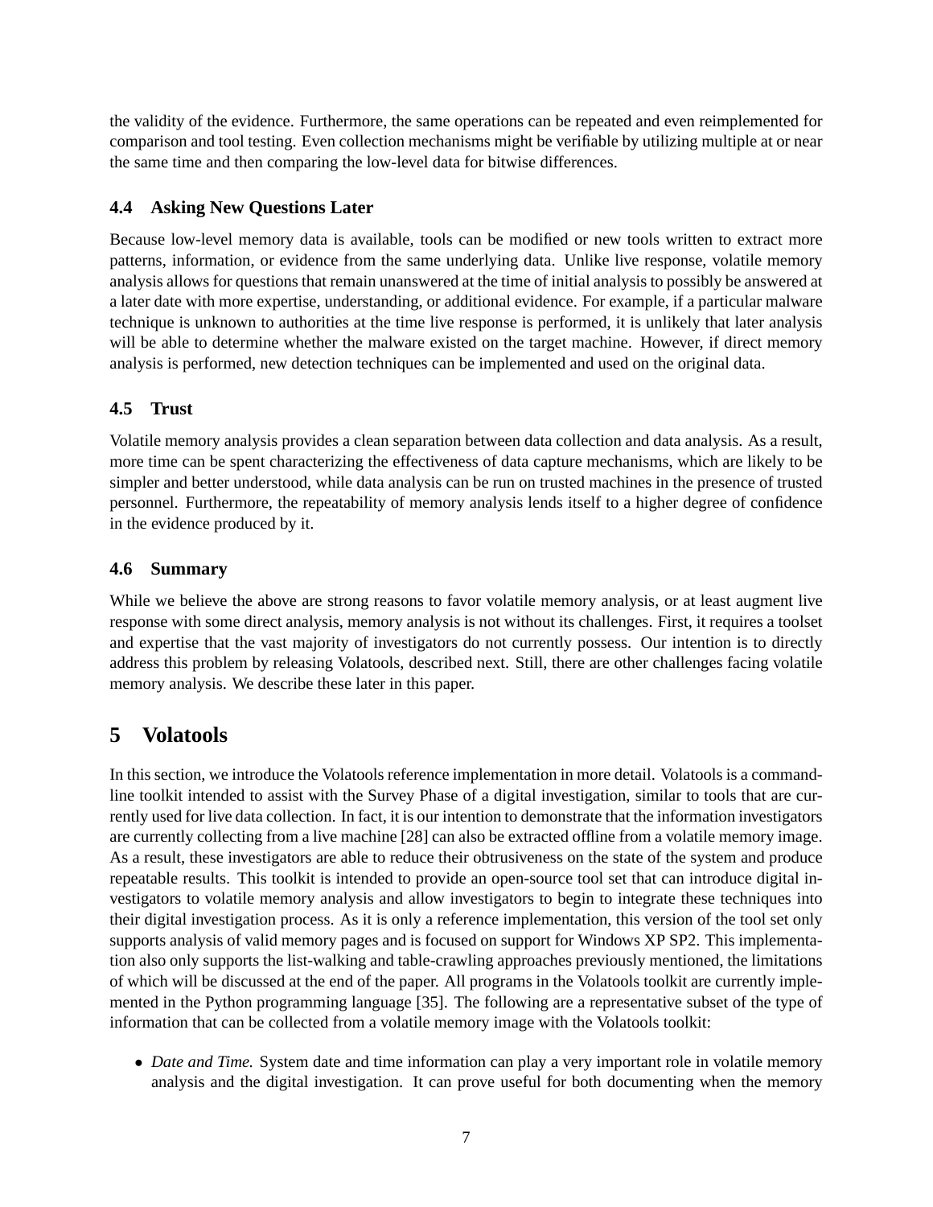the validity of the evidence. Furthermore, the same operations can be repeated and even reimplemented for comparison and tool testing. Even collection mechanisms might be verifiable by utilizing multiple at or near the same time and then comparing the low-level data for bitwise differences.

### 4.4 Asking New Questions Later

Because low-level memory data is available, tools can be modified or new tools written to extract more patterns, information, or evidence from the same underlying data. Unlike live response, volatile memory analysis allows for questions that remain unanswered at the time of initial analysis to possibly be answered at a later date with more expertise, understanding, or additional evidence. For example, if a particular malware technique is unknown to authorities at the time live response is performed, it is unlikely that later analysis will be able to determine whether the malware existed on the target machine. However, if direct memory analysis is performed, new detection techniques can be implemented and used on the original data.

### 4.5 Trust

Volatile memory analysis provides a clean separation between data collection and data analysis. As a result, more time can be spent characterizing the effectiveness of data capture mechanisms, which are likely to be simpler and better understood, while data analysis can be run on trusted machines in the presence of trusted personnel. Furthermore, the repeatability of memory analysis lends itself to a higher degree of confidence in the evidence produced by it.

### 4.6 Summary

While we believe the above are strong reasons to favor volatile memory analysis, or at least augment live response with some direct analysis, memory analysis is not without its challenges. First, it requires a toolset and expertise that the vast majority of investigators do not currently possess. Our intention is to directly address this problem by releasing Volatools, described next. Still, there are other challenges facing volatile memory analysis. We describe these later in this paper.

## 5 Volatools

In this section, we introduce the Volatools reference implementation in more detail. Volatools is a command-line toolkit intended to assist with the Survey Phase of a digital investigation, similar to tools that are currently used for live data collection. In fact, it is our intention to demonstrate that the information investigators are currently collecting from a live machine [28] can also be extracted offline from a volatile memory image. As a result, these investigators are able to reduce their obtrusiveness on the state of the system and produce repeatable results. This toolkit is intended to provide an open-source tool set that can introduce digital investigators to volatile memory analysis and allow investigators to begin to integrate these techniques into their digital investigation process. As it is only a reference implementation, this version of the tool set only supports analysis of valid memory pages and is focused on support for Windows XP SP2. This implementation also only supports the list-walking and table-crawling approaches previously mentioned, the limitations of which will be discussed at the end of the paper. All programs in the Volatools toolkit are currently implemented in the Python programming language [35]. The following are a representative subset of the type of information that can be collected from a volatile memory image with the Volatools toolkit:

- *Date and Time.* System date and time information can play a very important role in volatile memory analysis and the digital investigation. It can prove useful for both documenting when the memory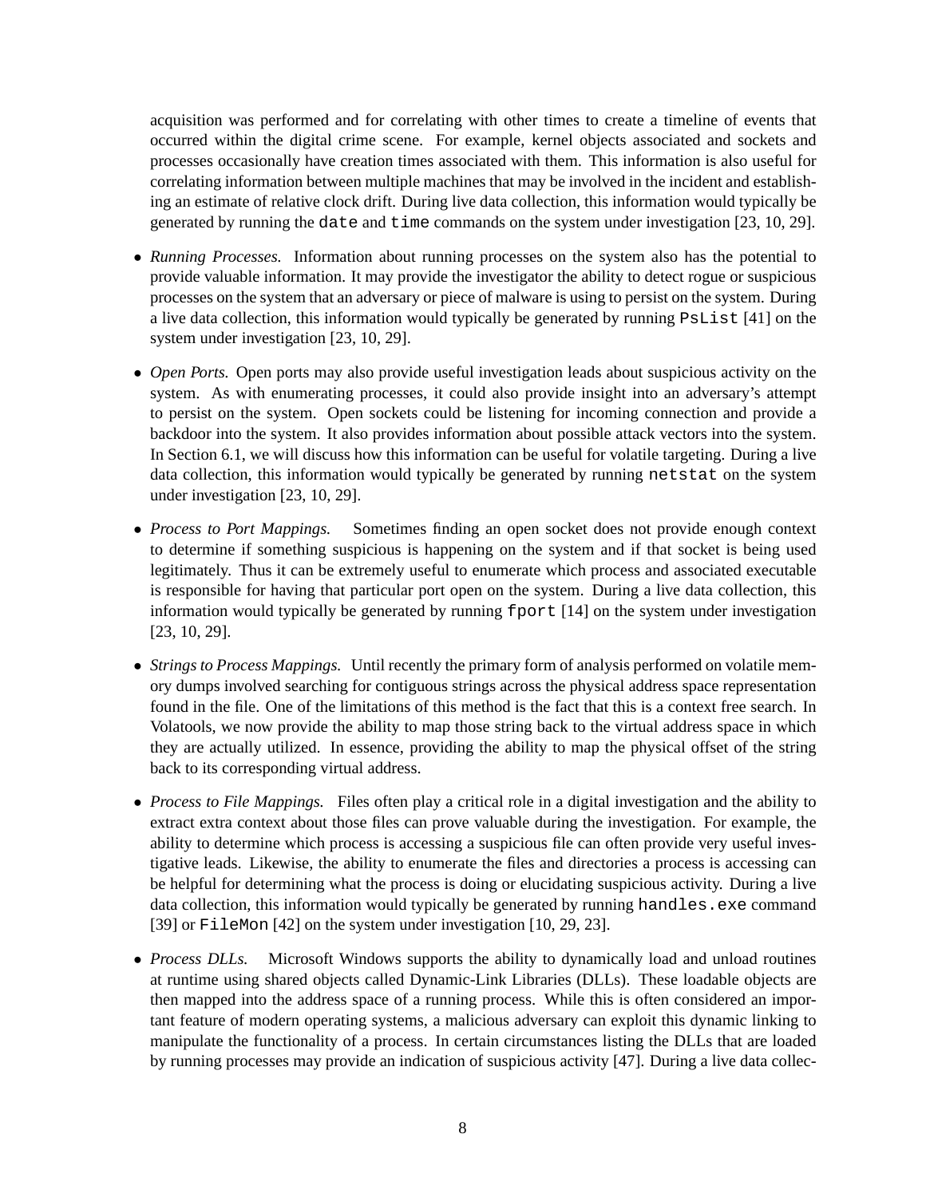acquisition was performed and for correlating with other times to create a timeline of events that occurred within the digital crime scene. For example, kernel objects associated and sockets and processes occasionally have creation times associated with them. This information is also useful for correlating information between multiple machines that may be involved in the incident and establishing an estimate of relative clock drift. During live data collection, this information would typically be generated by running the `date` and `time` commands on the system under investigation [23, 10, 29].

- *Running Processes.* Information about running processes on the system also has the potential to provide valuable information. It may provide the investigator the ability to detect rogue or suspicious processes on the system that an adversary or piece of malware is using to persist on the system. During a live data collection, this information would typically be generated by running `PsList` [41] on the system under investigation [23, 10, 29].

- *Open Ports.* Open ports may also provide useful investigation leads about suspicious activity on the system. As with enumerating processes, it could also provide insight into an adversary's attempt to persist on the system. Open sockets could be listening for incoming connection and provide a backdoor into the system. It also provides information about possible attack vectors into the system. In Section 6.1, we will discuss how this information can be useful for volatile targeting. During a live data collection, this information would typically be generated by running `netstat` on the system under investigation [23, 10, 29].

- *Process to Port Mappings.* Sometimes finding an open socket does not provide enough context to determine if something suspicious is happening on the system and if that socket is being used legitimately. Thus it can be extremely useful to enumerate which process and associated executable is responsible for having that particular port open on the system. During a live data collection, this information would typically be generated by running `fport` [14] on the system under investigation [23, 10, 29].

- *Strings to Process Mappings.* Until recently the primary form of analysis performed on volatile memory dumps involved searching for contiguous strings across the physical address space representation found in the file. One of the limitations of this method is the fact that this is a context free search. In Volatools, we now provide the ability to map those string back to the virtual address space in which they are actually utilized. In essence, providing the ability to map the physical offset of the string back to its corresponding virtual address.

- *Process to File Mappings.* Files often play a critical role in a digital investigation and the ability to extract extra context about those files can prove valuable during the investigation. For example, the ability to determine which process is accessing a suspicious file can often provide very useful investigative leads. Likewise, the ability to enumerate the files and directories a process is accessing can be helpful for determining what the process is doing or elucidating suspicious activity. During a live data collection, this information would typically be generated by running `handles.exe` command [39] or `FileMon` [42] on the system under investigation [10, 29, 23].

- *Process DLLs.* Microsoft Windows supports the ability to dynamically load and unload routines at runtime using shared objects called Dynamic-Link Libraries (DLLs). These loadable objects are then mapped into the address space of a running process. While this is often considered an important feature of modern operating systems, a malicious adversary can exploit this dynamic linking to manipulate the functionality of a process. In certain circumstances listing the DLLs that are loaded by running processes may provide an indication of suspicious activity [47]. During a live data collec-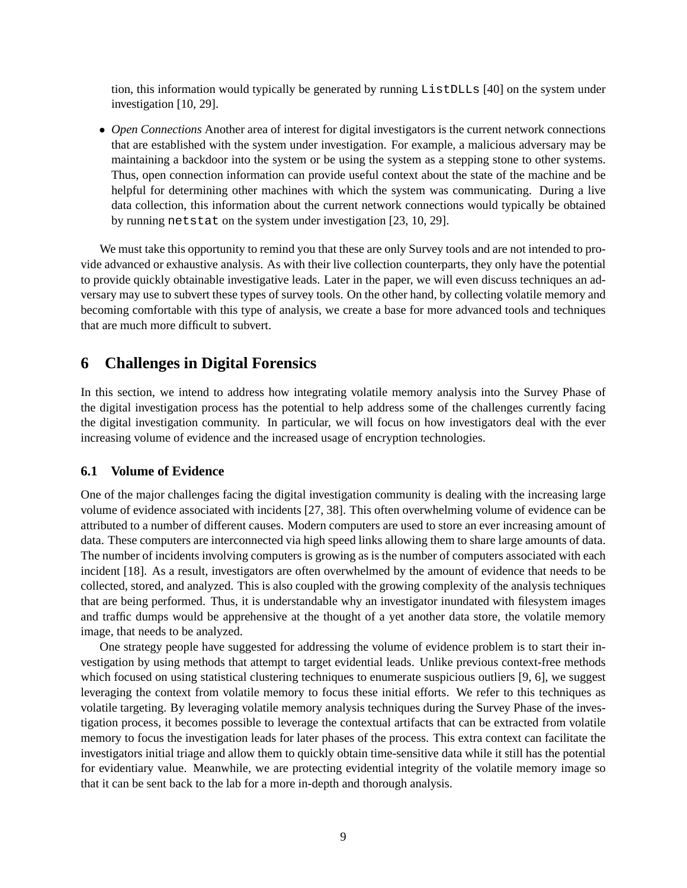tion, this information would typically be generated by running `ListDLLs` [40] on the system under investigation [10, 29].

- *Open Connections* Another area of interest for digital investigators is the current network connections that are established with the system under investigation. For example, a malicious adversary may be maintaining a backdoor into the system or be using the system as a stepping stone to other systems. Thus, open connection information can provide useful context about the state of the machine and be helpful for determining other machines with which the system was communicating. During a live data collection, this information about the current network connections would typically be obtained by running `netstat` on the system under investigation [23, 10, 29].

We must take this opportunity to remind you that these are only Survey tools and are not intended to provide advanced or exhaustive analysis. As with their live collection counterparts, they only have the potential to provide quickly obtainable investigative leads. Later in the paper, we will even discuss techniques an adversary may use to subvert these types of survey tools. On the other hand, by collecting volatile memory and becoming comfortable with this type of analysis, we create a base for more advanced tools and techniques that are much more difficult to subvert.

# 6 Challenges in Digital Forensics

In this section, we intend to address how integrating volatile memory analysis into the Survey Phase of the digital investigation process has the potential to help address some of the challenges currently facing the digital investigation community. In particular, we will focus on how investigators deal with the ever increasing volume of evidence and the increased usage of encryption technologies.

## 6.1 Volume of Evidence

One of the major challenges facing the digital investigation community is dealing with the increasing large volume of evidence associated with incidents [27, 38]. This often overwhelming volume of evidence can be attributed to a number of different causes. Modern computers are used to store an ever increasing amount of data. These computers are interconnected via high speed links allowing them to share large amounts of data. The number of incidents involving computers is growing as is the number of computers associated with each incident [18]. As a result, investigators are often overwhelmed by the amount of evidence that needs to be collected, stored, and analyzed. This is also coupled with the growing complexity of the analysis techniques that are being performed. Thus, it is understandable why an investigator inundated with filesystem images and traffic dumps would be apprehensive at the thought of a yet another data store, the volatile memory image, that needs to be analyzed.

One strategy people have suggested for addressing the volume of evidence problem is to start their investigation by using methods that attempt to target evidential leads. Unlike previous context-free methods which focused on using statistical clustering techniques to enumerate suspicious outliers [9, 6], we suggest leveraging the context from volatile memory to focus these initial efforts. We refer to this techniques as volatile targeting. By leveraging volatile memory analysis techniques during the Survey Phase of the investigation process, it becomes possible to leverage the contextual artifacts that can be extracted from volatile memory to focus the investigation leads for later phases of the process. This extra context can facilitate the investigators initial triage and allow them to quickly obtain time-sensitive data while it still has the potential for evidentiary value. Meanwhile, we are protecting evidential integrity of the volatile memory image so that it can be sent back to the lab for a more in-depth and thorough analysis.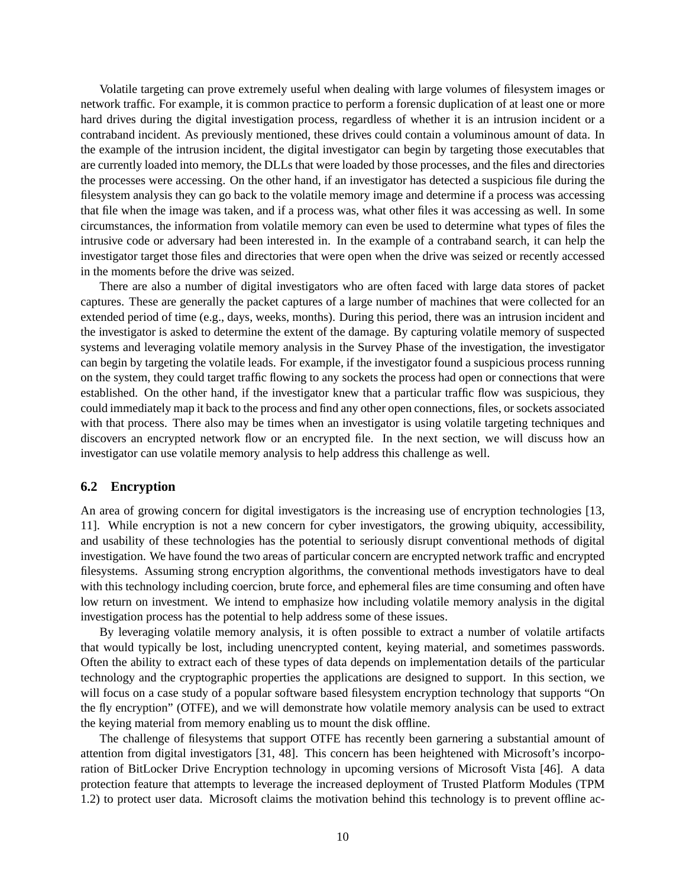Volatile targeting can prove extremely useful when dealing with large volumes of filesystem images or network traffic. For example, it is common practice to perform a forensic duplication of at least one or more hard drives during the digital investigation process, regardless of whether it is an intrusion incident or a contraband incident. As previously mentioned, these drives could contain a voluminous amount of data. In the example of the intrusion incident, the digital investigator can begin by targeting those executables that are currently loaded into memory, the DLLs that were loaded by those processes, and the files and directories the processes were accessing. On the other hand, if an investigator has detected a suspicious file during the filesystem analysis they can go back to the volatile memory image and determine if a process was accessing that file when the image was taken, and if a process was, what other files it was accessing as well. In some circumstances, the information from volatile memory can even be used to determine what types of files the intrusive code or adversary had been interested in. In the example of a contraband search, it can help the investigator target those files and directories that were open when the drive was seized or recently accessed in the moments before the drive was seized.

There are also a number of digital investigators who are often faced with large data stores of packet captures. These are generally the packet captures of a large number of machines that were collected for an extended period of time (e.g., days, weeks, months). During this period, there was an intrusion incident and the investigator is asked to determine the extent of the damage. By capturing volatile memory of suspected systems and leveraging volatile memory analysis in the Survey Phase of the investigation, the investigator can begin by targeting the volatile leads. For example, if the investigator found a suspicious process running on the system, they could target traffic flowing to any sockets the process had open or connections that were established. On the other hand, if the investigator knew that a particular traffic flow was suspicious, they could immediately map it back to the process and find any other open connections, files, or sockets associated with that process. There also may be times when an investigator is using volatile targeting techniques and discovers an encrypted network flow or an encrypted file. In the next section, we will discuss how an investigator can use volatile memory analysis to help address this challenge as well.

### 6.2 Encryption

An area of growing concern for digital investigators is the increasing use of encryption technologies [13, 11]. While encryption is not a new concern for cyber investigators, the growing ubiquity, accessibility, and usability of these technologies has the potential to seriously disrupt conventional methods of digital investigation. We have found the two areas of particular concern are encrypted network traffic and encrypted filesystems. Assuming strong encryption algorithms, the conventional methods investigators have to deal with this technology including coercion, brute force, and ephemeral files are time consuming and often have low return on investment. We intend to emphasize how including volatile memory analysis in the digital investigation process has the potential to help address some of these issues.

By leveraging volatile memory analysis, it is often possible to extract a number of volatile artifacts that would typically be lost, including unencrypted content, keying material, and sometimes passwords. Often the ability to extract each of these types of data depends on implementation details of the particular technology and the cryptographic properties the applications are designed to support. In this section, we will focus on a case study of a popular software based filesystem encryption technology that supports "On the fly encryption" (OTFE), and we will demonstrate how volatile memory analysis can be used to extract the keying material from memory enabling us to mount the disk offline.

The challenge of filesystems that support OTFE has recently been garnering a substantial amount of attention from digital investigators [31, 48]. This concern has been heightened with Microsoft's incorporation of BitLocker Drive Encryption technology in upcoming versions of Microsoft Vista [46]. A data protection feature that attempts to leverage the increased deployment of Trusted Platform Modules (TPM 1.2) to protect user data. Microsoft claims the motivation behind this technology is to prevent offline ac-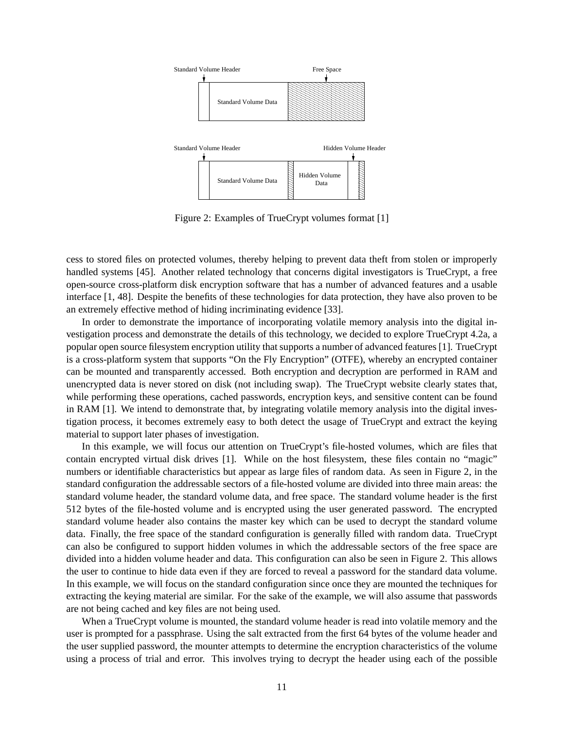Figure 2: Examples of TrueCrypt volumes format [1]

cess to stored files on protected volumes, thereby helping to prevent data theft from stolen or improperly handled systems [45]. Another related technology that concerns digital investigators is TrueCrypt, a free open-source cross-platform disk encryption software that has a number of advanced features and a usable interface [1, 48]. Despite the benefits of these technologies for data protection, they have also proven to be an extremely effective method of hiding incriminating evidence [33].

In order to demonstrate the importance of incorporating volatile memory analysis into the digital investigation process and demonstrate the details of this technology, we decided to explore TrueCrypt 4.2a, a popular open source filesystem encryption utility that supports a number of advanced features [1]. TrueCrypt is a cross-platform system that supports "On the Fly Encryption" (OTFE), whereby an encrypted container can be mounted and transparently accessed. Both encryption and decryption are performed in RAM and unencrypted data is never stored on disk (not including swap). The TrueCrypt website clearly states that, while performing these operations, cached passwords, encryption keys, and sensitive content can be found in RAM [1]. We intend to demonstrate that, by integrating volatile memory analysis into the digital investigation process, it becomes extremely easy to both detect the usage of TrueCrypt and extract the keying material to support later phases of investigation.

In this example, we will focus our attention on TrueCrypt's file-hosted volumes, which are files that contain encrypted virtual disk drives [1]. While on the host filesystem, these files contain no "magic" numbers or identifiable characteristics but appear as large files of random data. As seen in Figure 2, in the standard configuration the addressable sectors of a file-hosted volume are divided into three main areas: the standard volume header, the standard volume data, and free space. The standard volume header is the first 512 bytes of the file-hosted volume and is encrypted using the user generated password. The encrypted standard volume header also contains the master key which can be used to decrypt the standard volume data. Finally, the free space of the standard configuration is generally filled with random data. TrueCrypt can also be configured to support hidden volumes in which the addressable sectors of the free space are divided into a hidden volume header and data. This configuration can also be seen in Figure 2. This allows the user to continue to hide data even if they are forced to reveal a password for the standard data volume. In this example, we will focus on the standard configuration since once they are mounted the techniques for extracting the keying material are similar. For the sake of the example, we will also assume that passwords are not being cached and key files are not being used.

When a TrueCrypt volume is mounted, the standard volume header is read into volatile memory and the user is prompted for a passphrase. Using the salt extracted from the first 64 bytes of the volume header and the user supplied password, the mounter attempts to determine the encryption characteristics of the volume using a process of trial and error. This involves trying to decrypt the header using each of the possible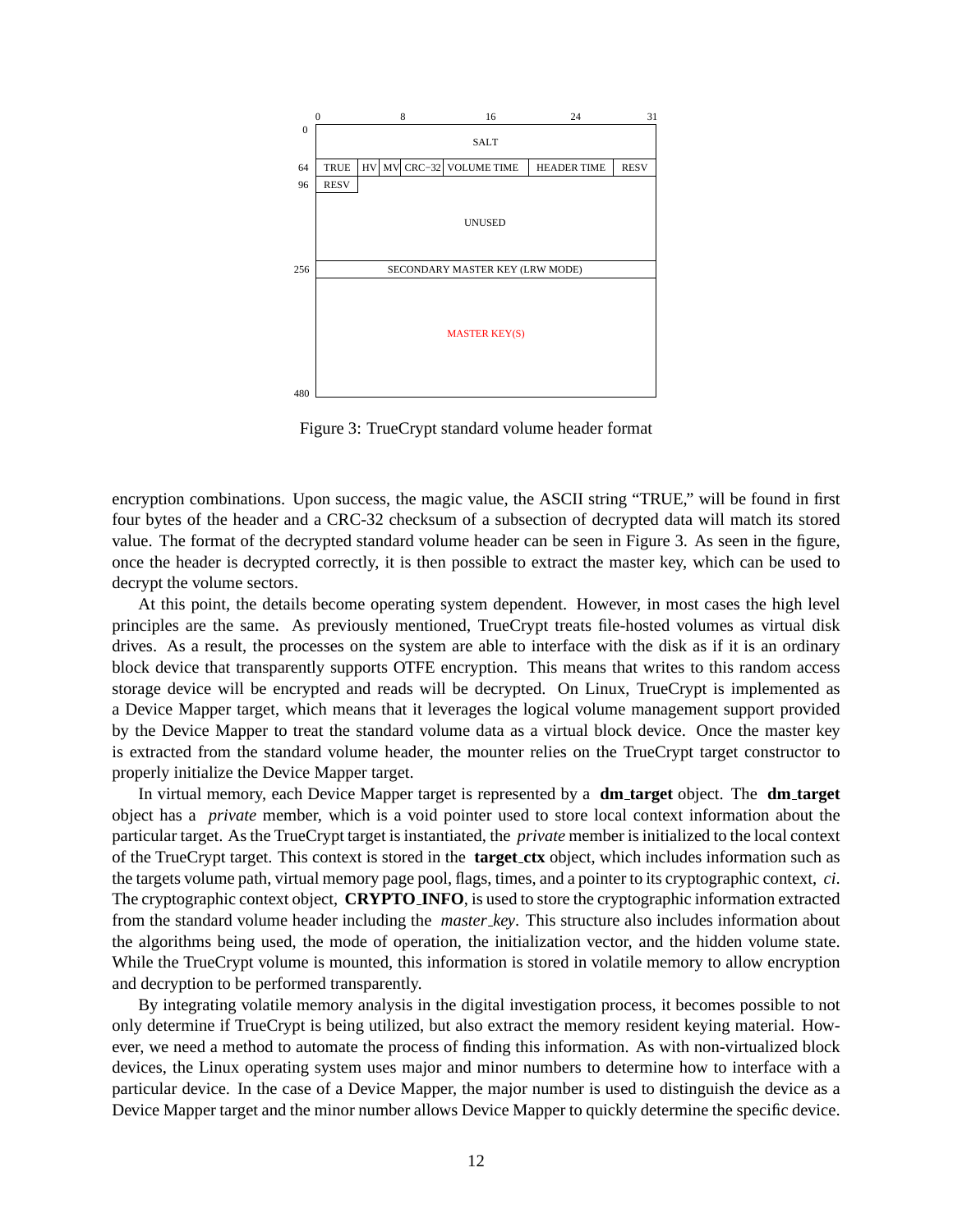| 0 | 8 | 16 | 24 | 31 |
|---|---|---|---|---|
| 0 | SALT | | | |
| 64 | TRUE \| HV \| MV \| CRC−32 | VOLUME TIME | HEADER TIME | RESV |
| 96 | RESV \| UNUSED | | | |
| 256 | SECONDARY MASTER KEY (LRW MODE) | | | |
| 480 | MASTER KEY(S) | | | |

Figure 3: TrueCrypt standard volume header format

encryption combinations. Upon success, the magic value, the ASCII string "TRUE," will be found in first four bytes of the header and a CRC-32 checksum of a subsection of decrypted data will match its stored value. The format of the decrypted standard volume header can be seen in Figure 3. As seen in the figure, once the header is decrypted correctly, it is then possible to extract the master key, which can be used to decrypt the volume sectors.

At this point, the details become operating system dependent. However, in most cases the high level principles are the same. As previously mentioned, TrueCrypt treats file-hosted volumes as virtual disk drives. As a result, the processes on the system are able to interface with the disk as if it is an ordinary block device that transparently supports OTFE encryption. This means that writes to this random access storage device will be encrypted and reads will be decrypted. On Linux, TrueCrypt is implemented as a Device Mapper target, which means that it leverages the logical volume management support provided by the Device Mapper to treat the standard volume data as a virtual block device. Once the master key is extracted from the standard volume header, the mounter relies on the TrueCrypt target constructor to properly initialize the Device Mapper target.

In virtual memory, each Device Mapper target is represented by a **dm_target** object. The **dm_target** object has a *private* member, which is a void pointer used to store local context information about the particular target. As the TrueCrypt target is instantiated, the *private* member is initialized to the local context of the TrueCrypt target. This context is stored in the **target_ctx** object, which includes information such as the targets volume path, virtual memory page pool, flags, times, and a pointer to its cryptographic context, *ci*. The cryptographic context object, **CRYPTO_INFO**, is used to store the cryptographic information extracted from the standard volume header including the *master_key*. This structure also includes information about the algorithms being used, the mode of operation, the initialization vector, and the hidden volume state. While the TrueCrypt volume is mounted, this information is stored in volatile memory to allow encryption and decryption to be performed transparently.

By integrating volatile memory analysis in the digital investigation process, it becomes possible to not only determine if TrueCrypt is being utilized, but also extract the memory resident keying material. However, we need a method to automate the process of finding this information. As with non-virtualized block devices, the Linux operating system uses major and minor numbers to determine how to interface with a particular device. In the case of a Device Mapper, the major number is used to distinguish the device as a Device Mapper target and the minor number allows Device Mapper to quickly determine the specific device.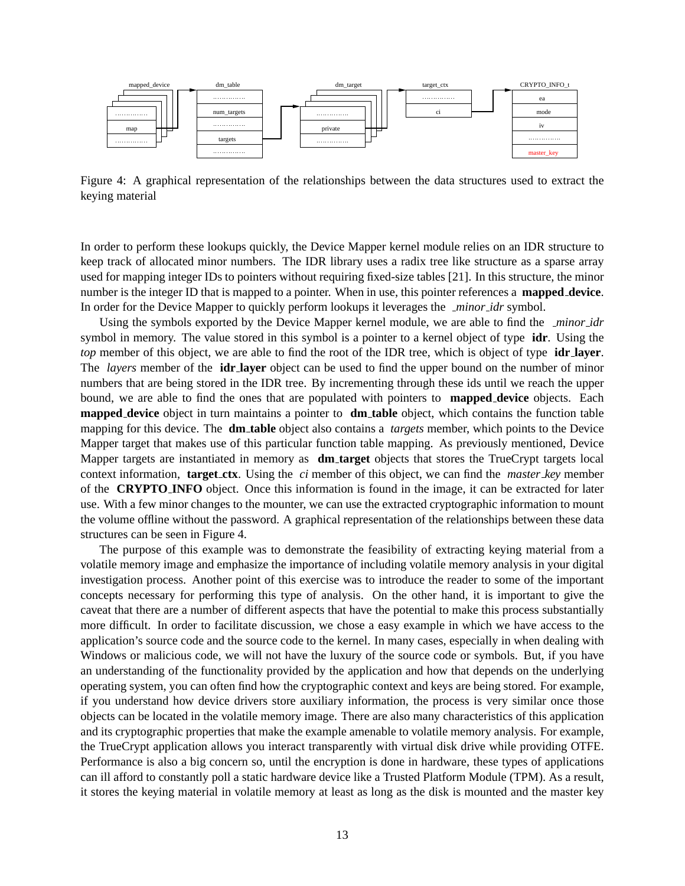Figure 4: A graphical representation of the relationships between the data structures used to extract the keying material

In order to perform these lookups quickly, the Device Mapper kernel module relies on an IDR structure to keep track of allocated minor numbers. The IDR library uses a radix tree like structure as a sparse array used for mapping integer IDs to pointers without requiring fixed-size tables [21]. In this structure, the minor number is the integer ID that is mapped to a pointer. When in use, this pointer references a **mapped_device**. In order for the Device Mapper to quickly perform lookups it leverages the *_minor_idr* symbol.

Using the symbols exported by the Device Mapper kernel module, we are able to find the *_minor_idr* symbol in memory. The value stored in this symbol is a pointer to a kernel object of type **idr**. Using the *top* member of this object, we are able to find the root of the IDR tree, which is object of type **idr_layer**. The *layers* member of the **idr_layer** object can be used to find the upper bound on the number of minor numbers that are being stored in the IDR tree. By incrementing through these ids until we reach the upper bound, we are able to find the ones that are populated with pointers to **mapped_device** objects. Each **mapped_device** object in turn maintains a pointer to **dm_table** object, which contains the function table mapping for this device. The **dm_table** object also contains a *targets* member, which points to the Device Mapper target that makes use of this particular function table mapping. As previously mentioned, Device Mapper targets are instantiated in memory as **dm_target** objects that stores the TrueCrypt targets local context information, **target_ctx**. Using the *ci* member of this object, we can find the *master_key* member of the **CRYPTO_INFO** object. Once this information is found in the image, it can be extracted for later use. With a few minor changes to the mounter, we can use the extracted cryptographic information to mount the volume offline without the password. A graphical representation of the relationships between these data structures can be seen in Figure 4.

The purpose of this example was to demonstrate the feasibility of extracting keying material from a volatile memory image and emphasize the importance of including volatile memory analysis in your digital investigation process. Another point of this exercise was to introduce the reader to some of the important concepts necessary for performing this type of analysis. On the other hand, it is important to give the caveat that there are a number of different aspects that have the potential to make this process substantially more difficult. In order to facilitate discussion, we chose a easy example in which we have access to the application's source code and the source code to the kernel. In many cases, especially in when dealing with Windows or malicious code, we will not have the luxury of the source code or symbols. But, if you have an understanding of the functionality provided by the application and how that depends on the underlying operating system, you can often find how the cryptographic context and keys are being stored. For example, if you understand how device drivers store auxiliary information, the process is very similar once those objects can be located in the volatile memory image. There are also many characteristics of this application and its cryptographic properties that make the example amenable to volatile memory analysis. For example, the TrueCrypt application allows you interact transparently with virtual disk drive while providing OTFE. Performance is also a big concern so, until the encryption is done in hardware, these types of applications can ill afford to constantly poll a static hardware device like a Trusted Platform Module (TPM). As a result, it stores the keying material in volatile memory at least as long as the disk is mounted and the master key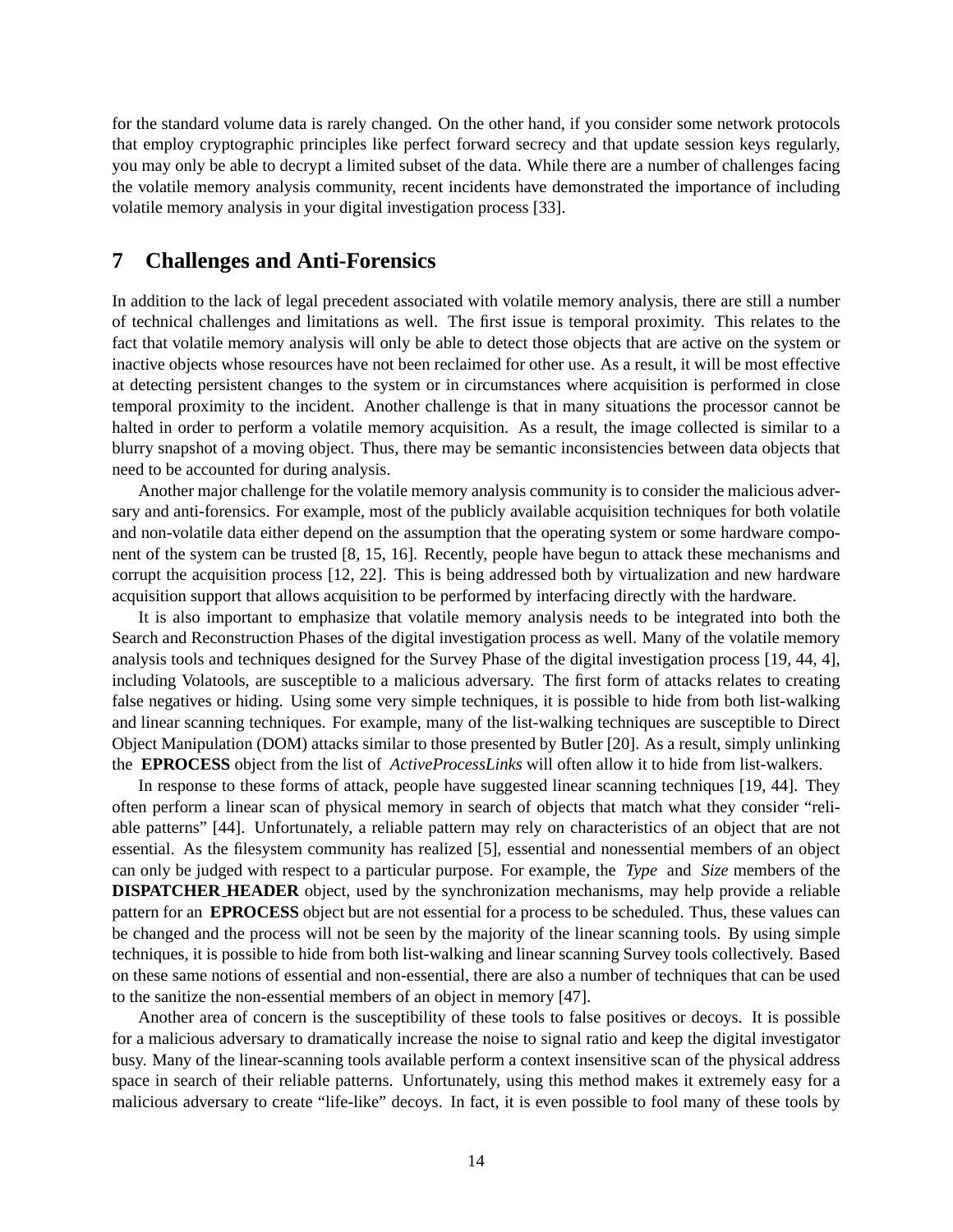for the standard volume data is rarely changed. On the other hand, if you consider some network protocols that employ cryptographic principles like perfect forward secrecy and that update session keys regularly, you may only be able to decrypt a limited subset of the data. While there are a number of challenges facing the volatile memory analysis community, recent incidents have demonstrated the importance of including volatile memory analysis in your digital investigation process [33].

## 7 Challenges and Anti-Forensics

In addition to the lack of legal precedent associated with volatile memory analysis, there are still a number of technical challenges and limitations as well. The first issue is temporal proximity. This relates to the fact that volatile memory analysis will only be able to detect those objects that are active on the system or inactive objects whose resources have not been reclaimed for other use. As a result, it will be most effective at detecting persistent changes to the system or in circumstances where acquisition is performed in close temporal proximity to the incident. Another challenge is that in many situations the processor cannot be halted in order to perform a volatile memory acquisition. As a result, the image collected is similar to a blurry snapshot of a moving object. Thus, there may be semantic inconsistencies between data objects that need to be accounted for during analysis.

Another major challenge for the volatile memory analysis community is to consider the malicious adversary and anti-forensics. For example, most of the publicly available acquisition techniques for both volatile and non-volatile data either depend on the assumption that the operating system or some hardware component of the system can be trusted [8, 15, 16]. Recently, people have begun to attack these mechanisms and corrupt the acquisition process [12, 22]. This is being addressed both by virtualization and new hardware acquisition support that allows acquisition to be performed by interfacing directly with the hardware.

It is also important to emphasize that volatile memory analysis needs to be integrated into both the Search and Reconstruction Phases of the digital investigation process as well. Many of the volatile memory analysis tools and techniques designed for the Survey Phase of the digital investigation process [19, 44, 4], including Volatools, are susceptible to a malicious adversary. The first form of attacks relates to creating false negatives or hiding. Using some very simple techniques, it is possible to hide from both list-walking and linear scanning techniques. For example, many of the list-walking techniques are susceptible to Direct Object Manipulation (DOM) attacks similar to those presented by Butler [20]. As a result, simply unlinking the **EPROCESS** object from the list of *ActiveProcessLinks* will often allow it to hide from list-walkers.

In response to these forms of attack, people have suggested linear scanning techniques [19, 44]. They often perform a linear scan of physical memory in search of objects that match what they consider "reliable patterns" [44]. Unfortunately, a reliable pattern may rely on characteristics of an object that are not essential. As the filesystem community has realized [5], essential and nonessential members of an object can only be judged with respect to a particular purpose. For example, the *Type* and *Size* members of the **DISPATCHER_HEADER** object, used by the synchronization mechanisms, may help provide a reliable pattern for an **EPROCESS** object but are not essential for a process to be scheduled. Thus, these values can be changed and the process will not be seen by the majority of the linear scanning tools. By using simple techniques, it is possible to hide from both list-walking and linear scanning Survey tools collectively. Based on these same notions of essential and non-essential, there are also a number of techniques that can be used to the sanitize the non-essential members of an object in memory [47].

Another area of concern is the susceptibility of these tools to false positives or decoys. It is possible for a malicious adversary to dramatically increase the noise to signal ratio and keep the digital investigator busy. Many of the linear-scanning tools available perform a context insensitive scan of the physical address space in search of their reliable patterns. Unfortunately, using this method makes it extremely easy for a malicious adversary to create "life-like" decoys. In fact, it is even possible to fool many of these tools by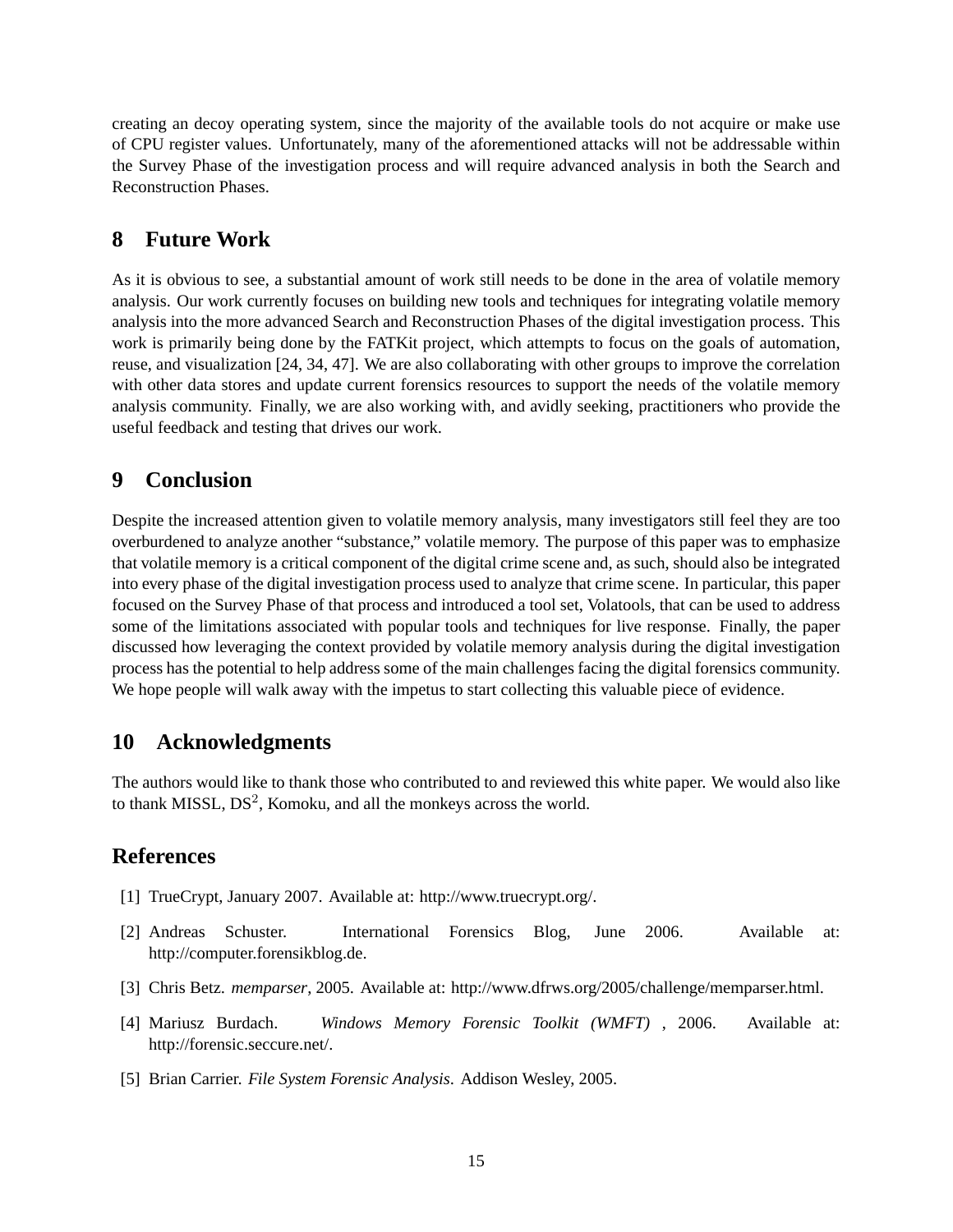creating an decoy operating system, since the majority of the available tools do not acquire or make use of CPU register values. Unfortunately, many of the aforementioned attacks will not be addressable within the Survey Phase of the investigation process and will require advanced analysis in both the Search and Reconstruction Phases.

## 8 Future Work

As it is obvious to see, a substantial amount of work still needs to be done in the area of volatile memory analysis. Our work currently focuses on building new tools and techniques for integrating volatile memory analysis into the more advanced Search and Reconstruction Phases of the digital investigation process. This work is primarily being done by the FATKit project, which attempts to focus on the goals of automation, reuse, and visualization [24, 34, 47]. We are also collaborating with other groups to improve the correlation with other data stores and update current forensics resources to support the needs of the volatile memory analysis community. Finally, we are also working with, and avidly seeking, practitioners who provide the useful feedback and testing that drives our work.

## 9 Conclusion

Despite the increased attention given to volatile memory analysis, many investigators still feel they are too overburdened to analyze another "substance," volatile memory. The purpose of this paper was to emphasize that volatile memory is a critical component of the digital crime scene and, as such, should also be integrated into every phase of the digital investigation process used to analyze that crime scene. In particular, this paper focused on the Survey Phase of that process and introduced a tool set, Volatools, that can be used to address some of the limitations associated with popular tools and techniques for live response. Finally, the paper discussed how leveraging the context provided by volatile memory analysis during the digital investigation process has the potential to help address some of the main challenges facing the digital forensics community. We hope people will walk away with the impetus to start collecting this valuable piece of evidence.

## 10 Acknowledgments

The authors would like to thank those who contributed to and reviewed this white paper. We would also like to thank MISSL, $DS^2$, Komoku, and all the monkeys across the world.

## References

[1] TrueCrypt, January 2007. Available at: http://www.truecrypt.org/.

[2] Andreas Schuster. International Forensics Blog, June 2006. Available at: http://computer.forensikblog.de.

[3] Chris Betz. *memparser*, 2005. Available at: http://www.dfrws.org/2005/challenge/memparser.html.

[4] Mariusz Burdach. *Windows Memory Forensic Toolkit (WMFT)* , 2006. Available at: http://forensic.seccure.net/.

[5] Brian Carrier. *File System Forensic Analysis*. Addison Wesley, 2005.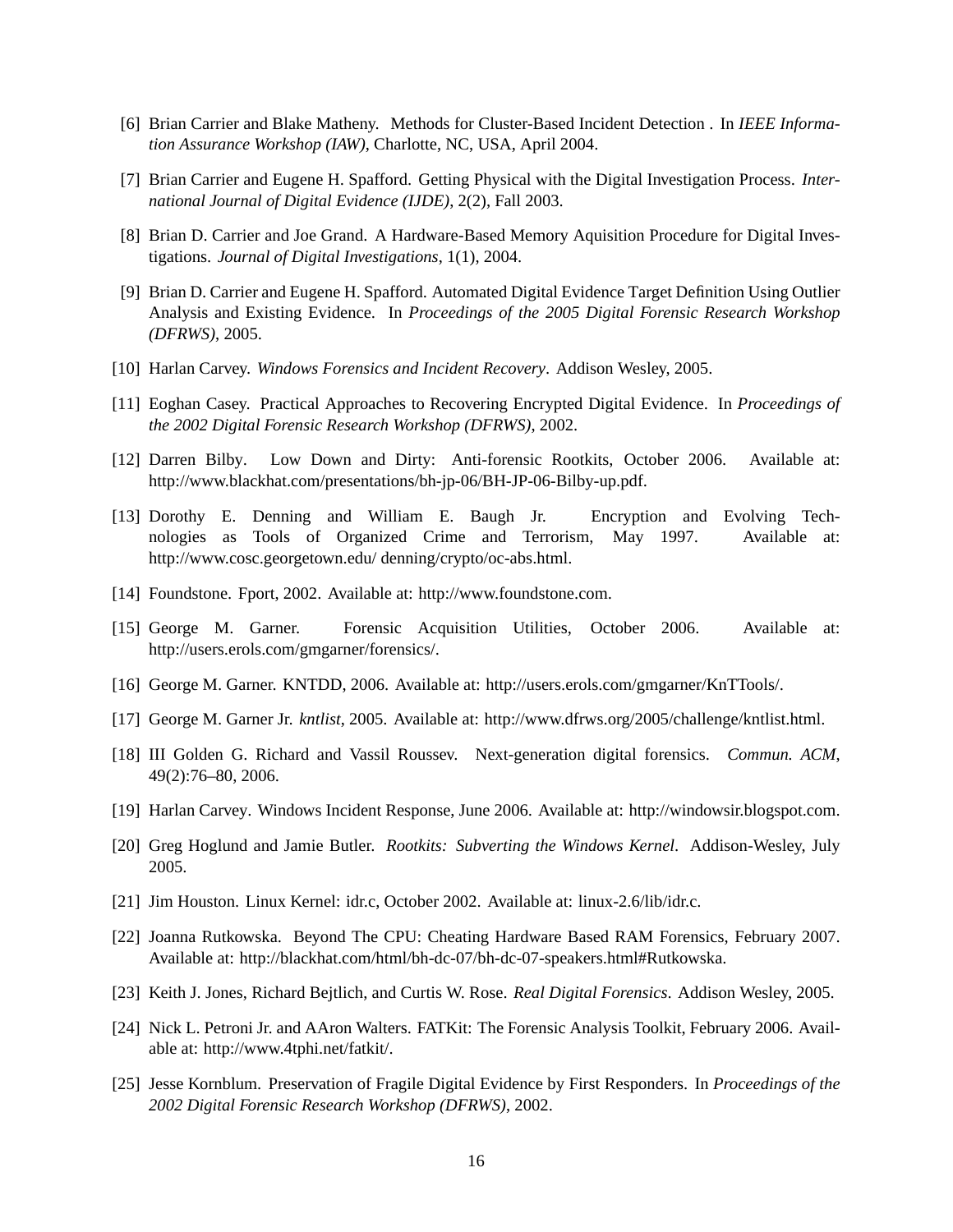[6] Brian Carrier and Blake Matheny. Methods for Cluster-Based Incident Detection . In *IEEE Information Assurance Workshop (IAW)*, Charlotte, NC, USA, April 2004.

[7] Brian Carrier and Eugene H. Spafford. Getting Physical with the Digital Investigation Process. *International Journal of Digital Evidence (IJDE)*, 2(2), Fall 2003.

[8] Brian D. Carrier and Joe Grand. A Hardware-Based Memory Aquisition Procedure for Digital Investigations. *Journal of Digital Investigations*, 1(1), 2004.

[9] Brian D. Carrier and Eugene H. Spafford. Automated Digital Evidence Target Definition Using Outlier Analysis and Existing Evidence. In *Proceedings of the 2005 Digital Forensic Research Workshop (DFRWS)*, 2005.

[10] Harlan Carvey. *Windows Forensics and Incident Recovery*. Addison Wesley, 2005.

[11] Eoghan Casey. Practical Approaches to Recovering Encrypted Digital Evidence. In *Proceedings of the 2002 Digital Forensic Research Workshop (DFRWS)*, 2002.

[12] Darren Bilby. Low Down and Dirty: Anti-forensic Rootkits, October 2006. Available at: http://www.blackhat.com/presentations/bh-jp-06/BH-JP-06-Bilby-up.pdf.

[13] Dorothy E. Denning and William E. Baugh Jr. Encryption and Evolving Technologies as Tools of Organized Crime and Terrorism, May 1997. Available at: http://www.cosc.georgetown.edu/ denning/crypto/oc-abs.html.

[14] Foundstone. Fport, 2002. Available at: http://www.foundstone.com.

[15] George M. Garner. Forensic Acquisition Utilities, October 2006. Available at: http://users.erols.com/gmgarner/forensics/.

[16] George M. Garner. KNTDD, 2006. Available at: http://users.erols.com/gmgarner/KnTTools/.

[17] George M. Garner Jr. *kntlist*, 2005. Available at: http://www.dfrws.org/2005/challenge/kntlist.html.

[18] III Golden G. Richard and Vassil Roussev. Next-generation digital forensics. *Commun. ACM*, 49(2):76–80, 2006.

[19] Harlan Carvey. Windows Incident Response, June 2006. Available at: http://windowsir.blogspot.com.

[20] Greg Hoglund and Jamie Butler. *Rootkits: Subverting the Windows Kernel*. Addison-Wesley, July 2005.

[21] Jim Houston. Linux Kernel: idr.c, October 2002. Available at: linux-2.6/lib/idr.c.

[22] Joanna Rutkowska. Beyond The CPU: Cheating Hardware Based RAM Forensics, February 2007. Available at: http://blackhat.com/html/bh-dc-07/bh-dc-07-speakers.html#Rutkowska.

[23] Keith J. Jones, Richard Bejtlich, and Curtis W. Rose. *Real Digital Forensics*. Addison Wesley, 2005.

[24] Nick L. Petroni Jr. and AAron Walters. FATKit: The Forensic Analysis Toolkit, February 2006. Available at: http://www.4tphi.net/fatkit/.

[25] Jesse Kornblum. Preservation of Fragile Digital Evidence by First Responders. In *Proceedings of the 2002 Digital Forensic Research Workshop (DFRWS)*, 2002.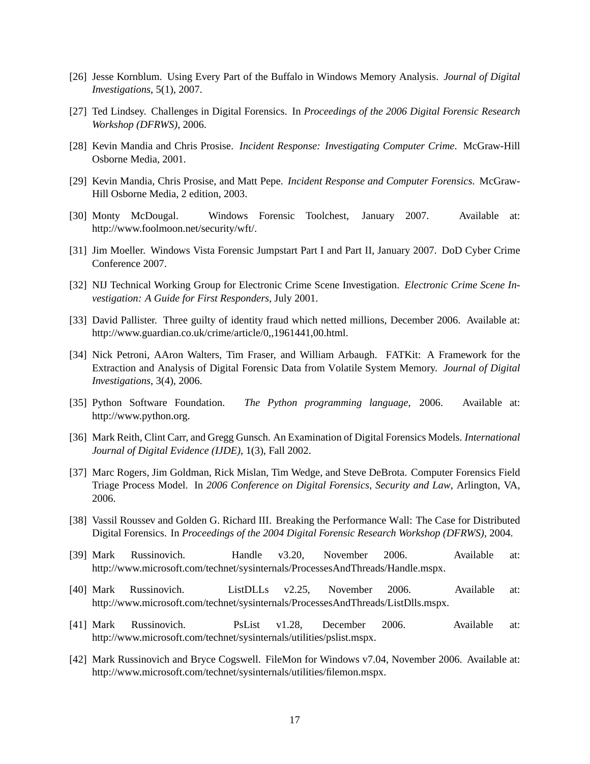[26] Jesse Kornblum. Using Every Part of the Buffalo in Windows Memory Analysis. *Journal of Digital Investigations*, 5(1), 2007.

[27] Ted Lindsey. Challenges in Digital Forensics. In *Proceedings of the 2006 Digital Forensic Research Workshop (DFRWS)*, 2006.

[28] Kevin Mandia and Chris Prosise. *Incident Response: Investigating Computer Crime*. McGraw-Hill Osborne Media, 2001.

[29] Kevin Mandia, Chris Prosise, and Matt Pepe. *Incident Response and Computer Forensics*. McGraw-Hill Osborne Media, 2 edition, 2003.

[30] Monty McDougal. Windows Forensic Toolchest, January 2007. Available at: http://www.foolmoon.net/security/wft/.

[31] Jim Moeller. Windows Vista Forensic Jumpstart Part I and Part II, January 2007. DoD Cyber Crime Conference 2007.

[32] NIJ Technical Working Group for Electronic Crime Scene Investigation. *Electronic Crime Scene Investigation: A Guide for First Responders*, July 2001.

[33] David Pallister. Three guilty of identity fraud which netted millions, December 2006. Available at: http://www.guardian.co.uk/crime/article/0,,1961441,00.html.

[34] Nick Petroni, AAron Walters, Tim Fraser, and William Arbaugh. FATKit: A Framework for the Extraction and Analysis of Digital Forensic Data from Volatile System Memory. *Journal of Digital Investigations*, 3(4), 2006.

[35] Python Software Foundation. *The Python programming language*, 2006. Available at: http://www.python.org.

[36] Mark Reith, Clint Carr, and Gregg Gunsch. An Examination of Digital Forensics Models. *International Journal of Digital Evidence (IJDE)*, 1(3), Fall 2002.

[37] Marc Rogers, Jim Goldman, Rick Mislan, Tim Wedge, and Steve DeBrota. Computer Forensics Field Triage Process Model. In *2006 Conference on Digital Forensics, Security and Law*, Arlington, VA, 2006.

[38] Vassil Roussev and Golden G. Richard III. Breaking the Performance Wall: The Case for Distributed Digital Forensics. In *Proceedings of the 2004 Digital Forensic Research Workshop (DFRWS)*, 2004.

[39] Mark Russinovich. Handle v3.20, November 2006. Available at: http://www.microsoft.com/technet/sysinternals/ProcessesAndThreads/Handle.mspx.

[40] Mark Russinovich. ListDLLs v2.25, November 2006. Available at: http://www.microsoft.com/technet/sysinternals/ProcessesAndThreads/ListDlls.mspx.

[41] Mark Russinovich. PsList v1.28, December 2006. Available at: http://www.microsoft.com/technet/sysinternals/utilities/pslist.mspx.

[42] Mark Russinovich and Bryce Cogswell. FileMon for Windows v7.04, November 2006. Available at: http://www.microsoft.com/technet/sysinternals/utilities/filemon.mspx.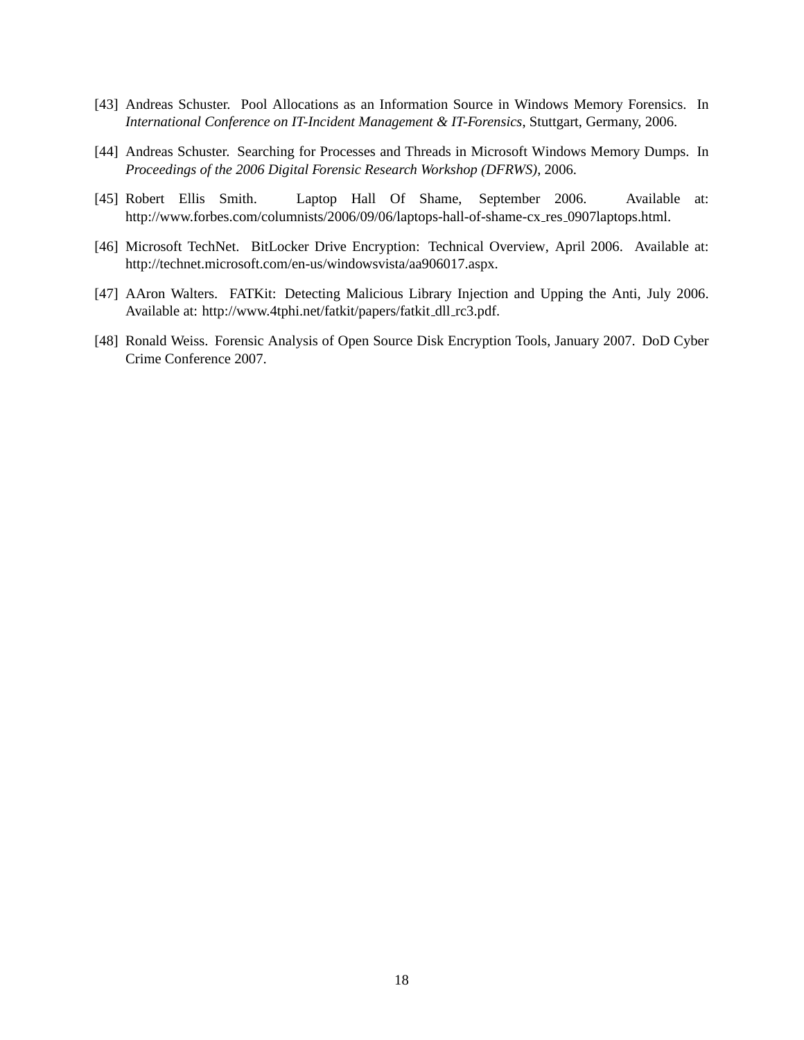[43] Andreas Schuster. Pool Allocations as an Information Source in Windows Memory Forensics. In *International Conference on IT-Incident Management & IT-Forensics*, Stuttgart, Germany, 2006.

[44] Andreas Schuster. Searching for Processes and Threads in Microsoft Windows Memory Dumps. In *Proceedings of the 2006 Digital Forensic Research Workshop (DFRWS)*, 2006.

[45] Robert Ellis Smith. Laptop Hall Of Shame, September 2006. Available at: http://www.forbes.com/columnists/2006/09/06/laptops-hall-of-shame-cx_res_0907laptops.html.

[46] Microsoft TechNet. BitLocker Drive Encryption: Technical Overview, April 2006. Available at: http://technet.microsoft.com/en-us/windowsvista/aa906017.aspx.

[47] AAron Walters. FATKit: Detecting Malicious Library Injection and Upping the Anti, July 2006. Available at: http://www.4tphi.net/fatkit/papers/fatkit_dll_rc3.pdf.

[48] Ronald Weiss. Forensic Analysis of Open Source Disk Encryption Tools, January 2007. DoD Cyber Crime Conference 2007.